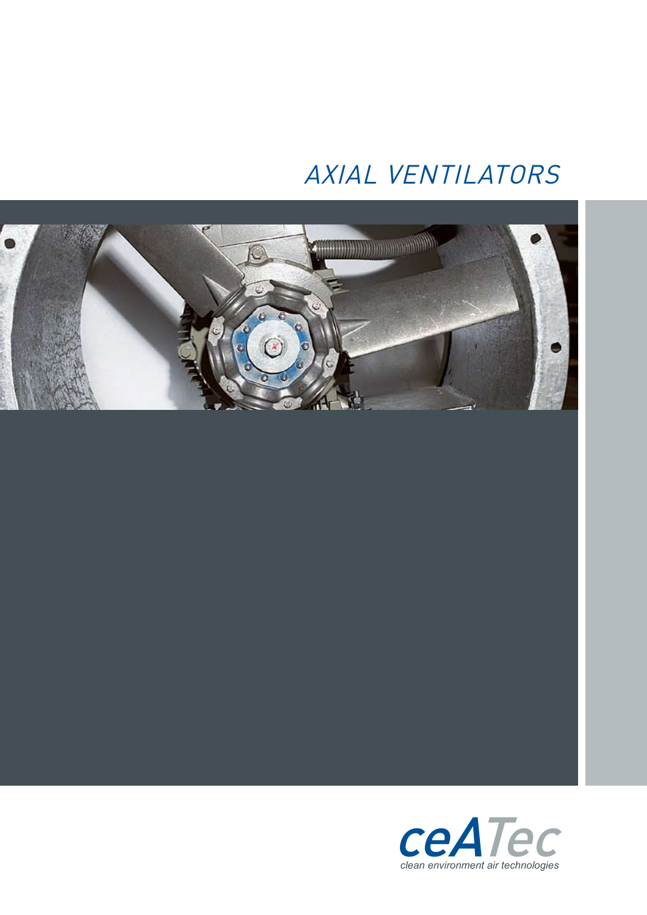# AXIAL VENTILATORS

ceATec

*clean environment air technologies*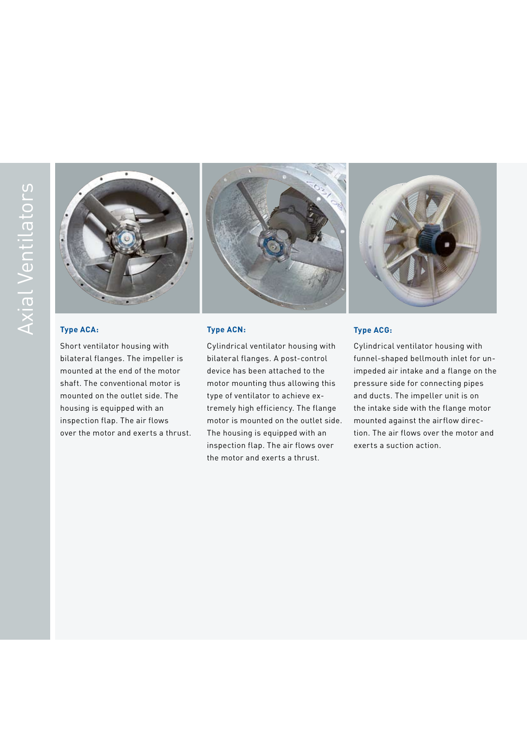# Axial Ventilators

### Type ACA:

Short ventilator housing with bilateral flanges. The impeller is mounted at the end of the motor shaft. The conventional motor is mounted on the outlet side. The housing is equipped with an inspection flap. The air flows over the motor and exerts a thrust.

### Type ACN:

Cylindrical ventilator housing with bilateral flanges. A post-control device has been attached to the motor mounting thus allowing this type of ventilator to achieve extremely high efficiency. The flange motor is mounted on the outlet side. The housing is equipped with an inspection flap. The air flows over the motor and exerts a thrust.

### Type ACG:

Cylindrical ventilator housing with funnel-shaped bellmouth inlet for unimpeded air intake and a flange on the pressure side for connecting pipes and ducts. The impeller unit is on the intake side with the flange motor mounted against the airflow direction. The air flows over the motor and exerts a suction action.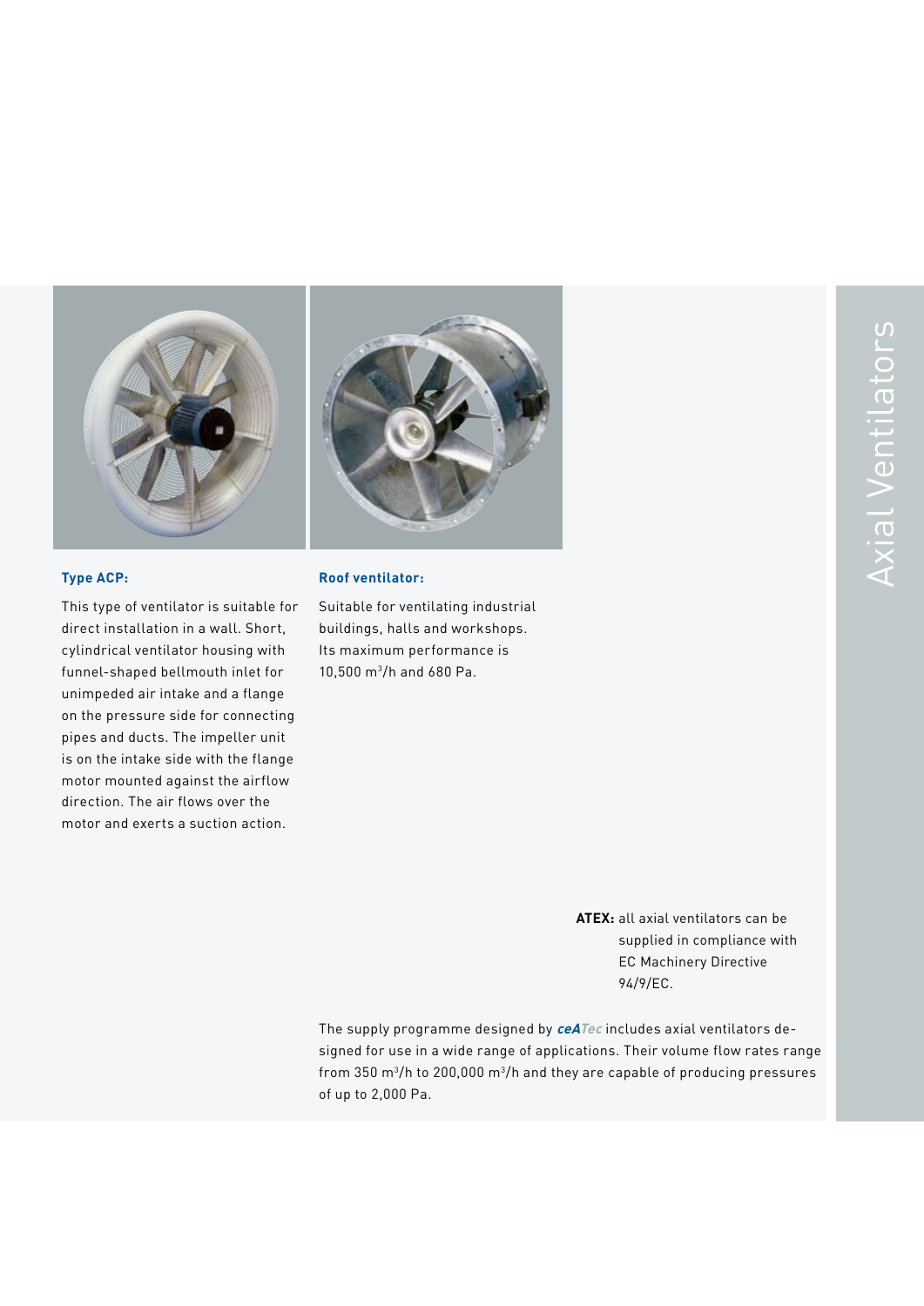# Axial Ventilators

**Type ACP:**

This type of ventilator is suitable for direct installation in a wall. Short, cylindrical ventilator housing with funnel-shaped bellmouth inlet for unimpeded air intake and a flange on the pressure side for connecting pipes and ducts. The impeller unit is on the intake side with the flange motor mounted against the airflow direction. The air flows over the motor and exerts a suction action.

**Roof ventilator:**

Suitable for ventilating industrial buildings, halls and workshops. Its maximum performance is 10,500 $m^3$/h and 680 Pa.

**ATEX:** all axial ventilators can be supplied in compliance with EC Machinery Directive 94/9/EC.

The supply programme designed by ***ceATec*** includes axial ventilators designed for use in a wide range of applications. Their volume flow rates range from 350 $m^3$/h to 200,000 $m^3$/h and they are capable of producing pressures of up to 2,000 Pa.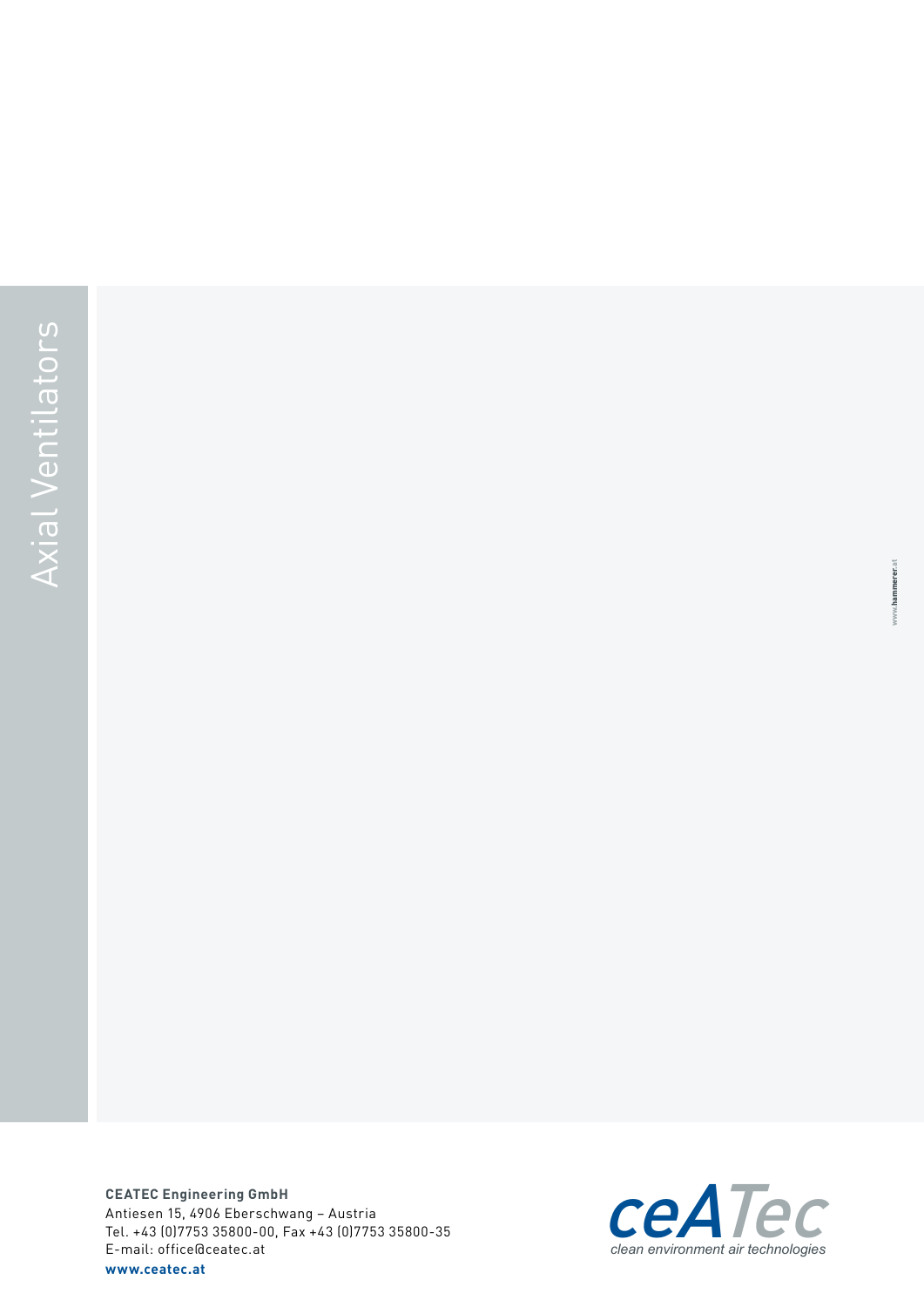Axial Ventilators

www.hammerer.at

**CEATEC Engineering GmbH**
Antiesen 15, 4906 Eberschwang – Austria
Tel. +43 (0)7753 35800-00, Fax +43 (0)7753 35800-35
E-mail: office@ceatec.at
**www.ceatec.at**

ceATec
*clean environment air technologies*